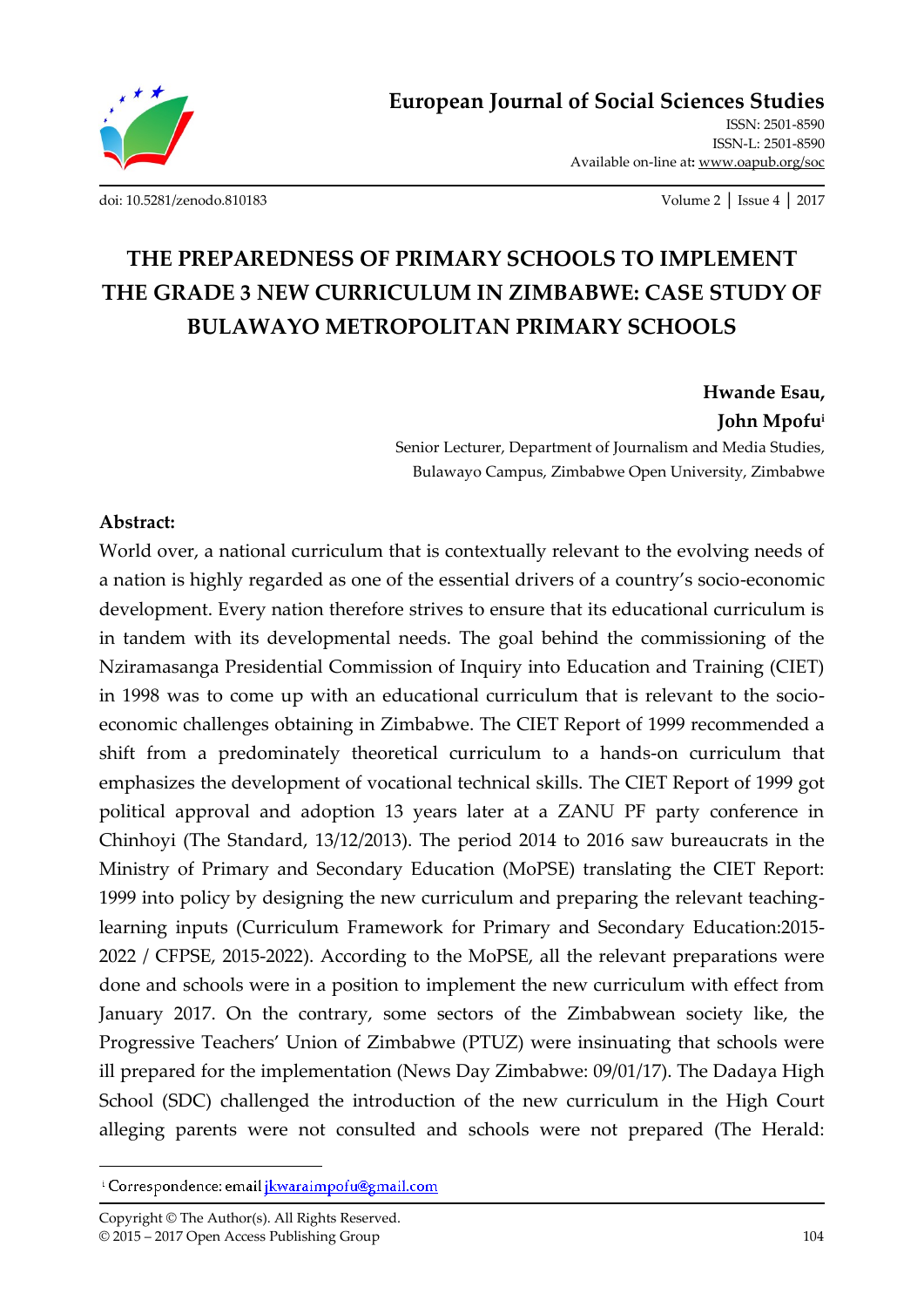European Journal of Social Sciences Studies

ISSN: 2501-8590
ISSN-L: 2501-8590
Available on-line at: www.oapub.org/soc

doi: 10.5281/zenodo.810183

# THE PREPAREDNESS OF PRIMARY SCHOOLS TO IMPLEMENT THE GRADE 3 NEW CURRICULUM IN ZIMBABWE: CASE STUDY OF BULAWAYO METROPOLITAN PRIMARY SCHOOLS

**Hwande Esau,**
**John Mpofu**[i]

Senior Lecturer, Department of Journalism and Media Studies,
Bulawayo Campus, Zimbabwe Open University, Zimbabwe

**Abstract:**

World over, a national curriculum that is contextually relevant to the evolving needs of a nation is highly regarded as one of the essential drivers of a country's socio-economic development. Every nation therefore strives to ensure that its educational curriculum is in tandem with its developmental needs. The goal behind the commissioning of the Nziramasanga Presidential Commission of Inquiry into Education and Training (CIET) in 1998 was to come up with an educational curriculum that is relevant to the socio-economic challenges obtaining in Zimbabwe. The CIET Report of 1999 recommended a shift from a predominately theoretical curriculum to a hands-on curriculum that emphasizes the development of vocational technical skills. The CIET Report of 1999 got political approval and adoption 13 years later at a ZANU PF party conference in Chinhoyi (The Standard, 13/12/2013). The period 2014 to 2016 saw bureaucrats in the Ministry of Primary and Secondary Education (MoPSE) translating the CIET Report: 1999 into policy by designing the new curriculum and preparing the relevant teaching-learning inputs (Curriculum Framework for Primary and Secondary Education:2015-2022 / CFPSE, 2015-2022). According to the MoPSE, all the relevant preparations were done and schools were in a position to implement the new curriculum with effect from January 2017. On the contrary, some sectors of the Zimbabwean society like, the Progressive Teachers' Union of Zimbabwe (PTUZ) were insinuating that schools were ill prepared for the implementation (News Day Zimbabwe: 09/01/17). The Dadaya High School (SDC) challenged the introduction of the new curriculum in the High Court alleging parents were not consulted and schools were not prepared (The Herald:

---

[i] Correspondence: email jkwaraimpofu@gmail.com

Copyright © The Author(s). All Rights Reserved.
© 2015 – 2017 Open Access Publishing Group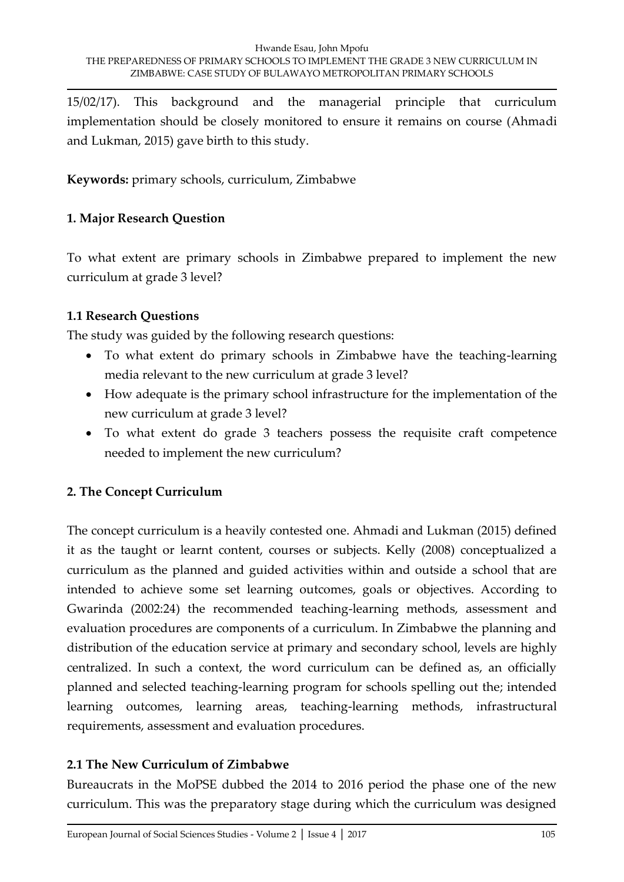15/02/17). This background and the managerial principle that curriculum implementation should be closely monitored to ensure it remains on course (Ahmadi and Lukman, 2015) gave birth to this study.

**Keywords:** primary schools, curriculum, Zimbabwe

## 1. Major Research Question

To what extent are primary schools in Zimbabwe prepared to implement the new curriculum at grade 3 level?

### 1.1 Research Questions

The study was guided by the following research questions:

- To what extent do primary schools in Zimbabwe have the teaching-learning media relevant to the new curriculum at grade 3 level?
- How adequate is the primary school infrastructure for the implementation of the new curriculum at grade 3 level?
- To what extent do grade 3 teachers possess the requisite craft competence needed to implement the new curriculum?

## 2. The Concept Curriculum

The concept curriculum is a heavily contested one. Ahmadi and Lukman (2015) defined it as the taught or learnt content, courses or subjects. Kelly (2008) conceptualized a curriculum as the planned and guided activities within and outside a school that are intended to achieve some set learning outcomes, goals or objectives. According to Gwarinda (2002:24) the recommended teaching-learning methods, assessment and evaluation procedures are components of a curriculum. In Zimbabwe the planning and distribution of the education service at primary and secondary school, levels are highly centralized. In such a context, the word curriculum can be defined as, an officially planned and selected teaching-learning program for schools spelling out the; intended learning outcomes, learning areas, teaching-learning methods, infrastructural requirements, assessment and evaluation procedures.

### 2.1 The New Curriculum of Zimbabwe

Bureaucrats in the MoPSE dubbed the 2014 to 2016 period the phase one of the new curriculum. This was the preparatory stage during which the curriculum was designed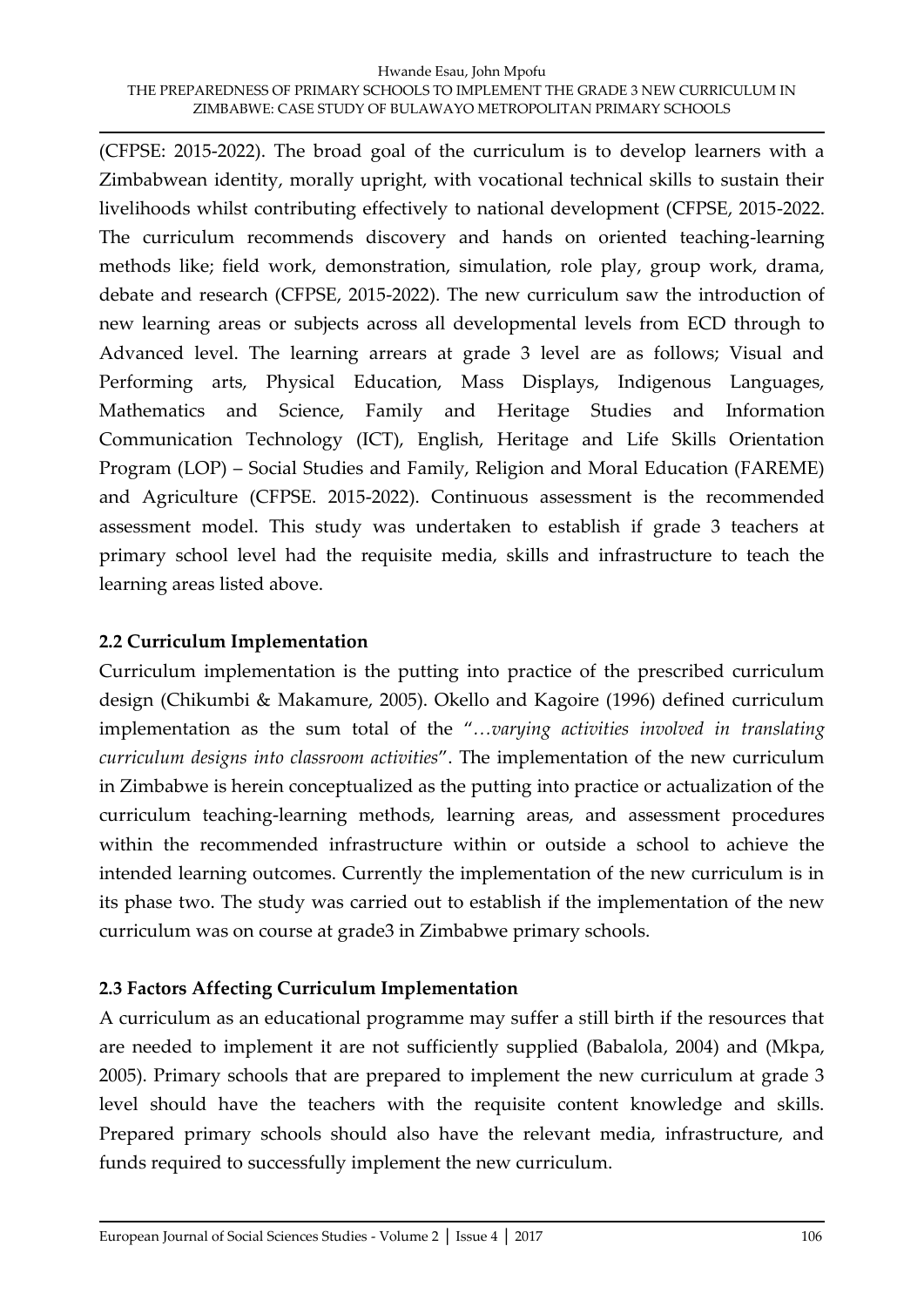(CFPSE: 2015-2022). The broad goal of the curriculum is to develop learners with a Zimbabwean identity, morally upright, with vocational technical skills to sustain their livelihoods whilst contributing effectively to national development (CFPSE, 2015-2022. The curriculum recommends discovery and hands on oriented teaching-learning methods like; field work, demonstration, simulation, role play, group work, drama, debate and research (CFPSE, 2015-2022). The new curriculum saw the introduction of new learning areas or subjects across all developmental levels from ECD through to Advanced level. The learning arrears at grade 3 level are as follows; Visual and Performing arts, Physical Education, Mass Displays, Indigenous Languages, Mathematics and Science, Family and Heritage Studies and Information Communication Technology (ICT), English, Heritage and Life Skills Orientation Program (LOP) – Social Studies and Family, Religion and Moral Education (FAREME) and Agriculture (CFPSE. 2015-2022). Continuous assessment is the recommended assessment model. This study was undertaken to establish if grade 3 teachers at primary school level had the requisite media, skills and infrastructure to teach the learning areas listed above.

### 2.2 Curriculum Implementation

Curriculum implementation is the putting into practice of the prescribed curriculum design (Chikumbi & Makamure, 2005). Okello and Kagoire (1996) defined curriculum implementation as the sum total of the "*…varying activities involved in translating curriculum designs into classroom activities*". The implementation of the new curriculum in Zimbabwe is herein conceptualized as the putting into practice or actualization of the curriculum teaching-learning methods, learning areas, and assessment procedures within the recommended infrastructure within or outside a school to achieve the intended learning outcomes. Currently the implementation of the new curriculum is in its phase two. The study was carried out to establish if the implementation of the new curriculum was on course at grade3 in Zimbabwe primary schools.

### 2.3 Factors Affecting Curriculum Implementation

A curriculum as an educational programme may suffer a still birth if the resources that are needed to implement it are not sufficiently supplied (Babalola, 2004) and (Mkpa, 2005). Primary schools that are prepared to implement the new curriculum at grade 3 level should have the teachers with the requisite content knowledge and skills. Prepared primary schools should also have the relevant media, infrastructure, and funds required to successfully implement the new curriculum.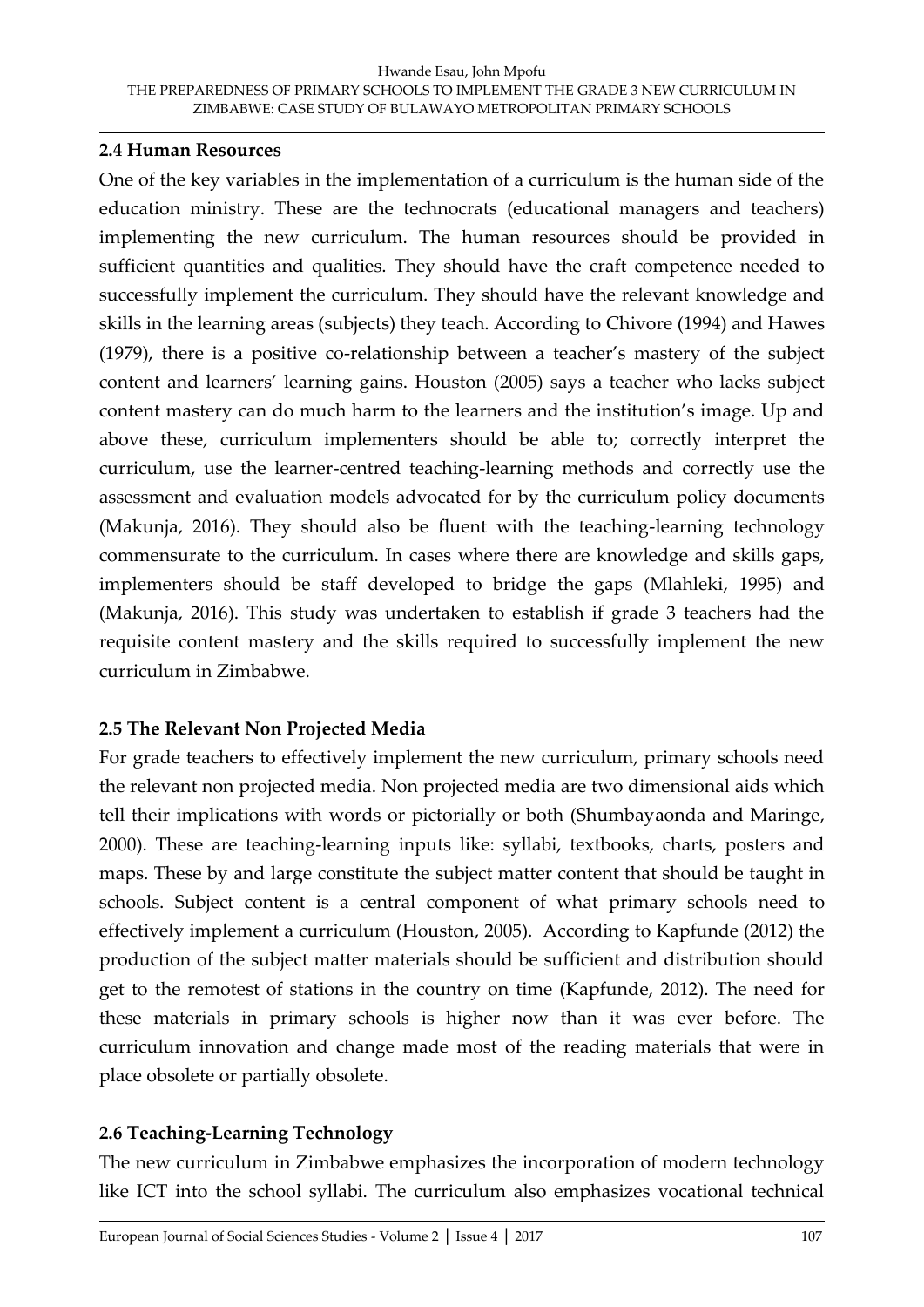### 2.4 Human Resources

One of the key variables in the implementation of a curriculum is the human side of the education ministry. These are the technocrats (educational managers and teachers) implementing the new curriculum. The human resources should be provided in sufficient quantities and qualities. They should have the craft competence needed to successfully implement the curriculum. They should have the relevant knowledge and skills in the learning areas (subjects) they teach. According to Chivore (1994) and Hawes (1979), there is a positive co-relationship between a teacher's mastery of the subject content and learners' learning gains. Houston (2005) says a teacher who lacks subject content mastery can do much harm to the learners and the institution's image. Up and above these, curriculum implementers should be able to; correctly interpret the curriculum, use the learner-centred teaching-learning methods and correctly use the assessment and evaluation models advocated for by the curriculum policy documents (Makunja, 2016). They should also be fluent with the teaching-learning technology commensurate to the curriculum. In cases where there are knowledge and skills gaps, implementers should be staff developed to bridge the gaps (Mlahleki, 1995) and (Makunja, 2016). This study was undertaken to establish if grade 3 teachers had the requisite content mastery and the skills required to successfully implement the new curriculum in Zimbabwe.

### 2.5 The Relevant Non Projected Media

For grade teachers to effectively implement the new curriculum, primary schools need the relevant non projected media. Non projected media are two dimensional aids which tell their implications with words or pictorially or both (Shumbayaonda and Maringe, 2000). These are teaching-learning inputs like: syllabi, textbooks, charts, posters and maps. These by and large constitute the subject matter content that should be taught in schools. Subject content is a central component of what primary schools need to effectively implement a curriculum (Houston, 2005). According to Kapfunde (2012) the production of the subject matter materials should be sufficient and distribution should get to the remotest of stations in the country on time (Kapfunde, 2012). The need for these materials in primary schools is higher now than it was ever before. The curriculum innovation and change made most of the reading materials that were in place obsolete or partially obsolete.

### 2.6 Teaching-Learning Technology

The new curriculum in Zimbabwe emphasizes the incorporation of modern technology like ICT into the school syllabi. The curriculum also emphasizes vocational technical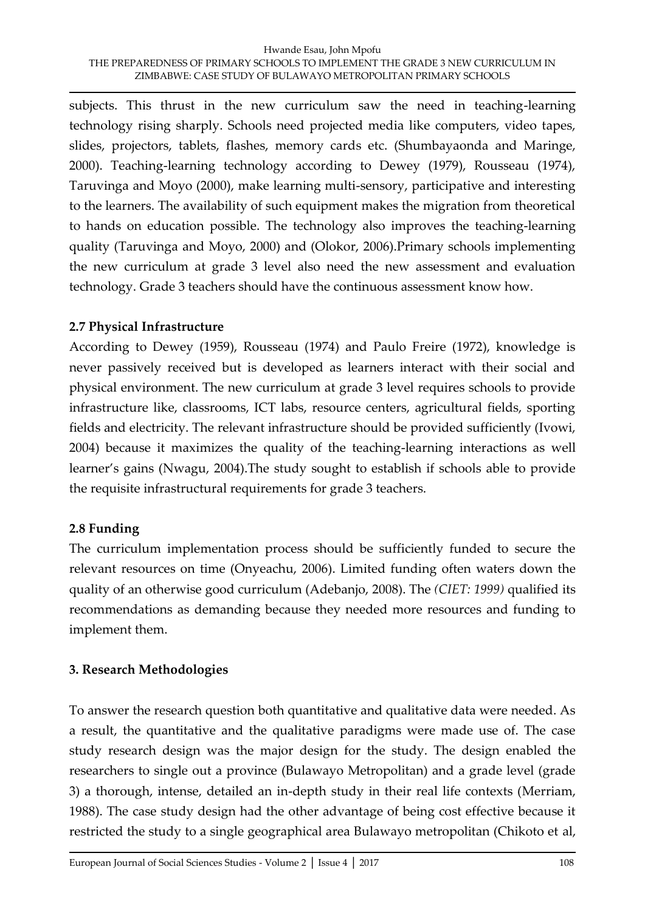subjects. This thrust in the new curriculum saw the need in teaching-learning technology rising sharply. Schools need projected media like computers, video tapes, slides, projectors, tablets, flashes, memory cards etc. (Shumbayaonda and Maringe, 2000). Teaching-learning technology according to Dewey (1979), Rousseau (1974), Taruvinga and Moyo (2000), make learning multi-sensory, participative and interesting to the learners. The availability of such equipment makes the migration from theoretical to hands on education possible. The technology also improves the teaching-learning quality (Taruvinga and Moyo, 2000) and (Olokor, 2006).Primary schools implementing the new curriculum at grade 3 level also need the new assessment and evaluation technology. Grade 3 teachers should have the continuous assessment know how.

### 2.7 Physical Infrastructure

According to Dewey (1959), Rousseau (1974) and Paulo Freire (1972), knowledge is never passively received but is developed as learners interact with their social and physical environment. The new curriculum at grade 3 level requires schools to provide infrastructure like, classrooms, ICT labs, resource centers, agricultural fields, sporting fields and electricity. The relevant infrastructure should be provided sufficiently (Ivowi, 2004) because it maximizes the quality of the teaching-learning interactions as well learner's gains (Nwagu, 2004).The study sought to establish if schools able to provide the requisite infrastructural requirements for grade 3 teachers.

### 2.8 Funding

The curriculum implementation process should be sufficiently funded to secure the relevant resources on time (Onyeachu, 2006). Limited funding often waters down the quality of an otherwise good curriculum (Adebanjo, 2008). The *(CIET: 1999)* qualified its recommendations as demanding because they needed more resources and funding to implement them.

## 3. Research Methodologies

To answer the research question both quantitative and qualitative data were needed. As a result, the quantitative and the qualitative paradigms were made use of. The case study research design was the major design for the study. The design enabled the researchers to single out a province (Bulawayo Metropolitan) and a grade level (grade 3) a thorough, intense, detailed an in-depth study in their real life contexts (Merriam, 1988). The case study design had the other advantage of being cost effective because it restricted the study to a single geographical area Bulawayo metropolitan (Chikoto et al,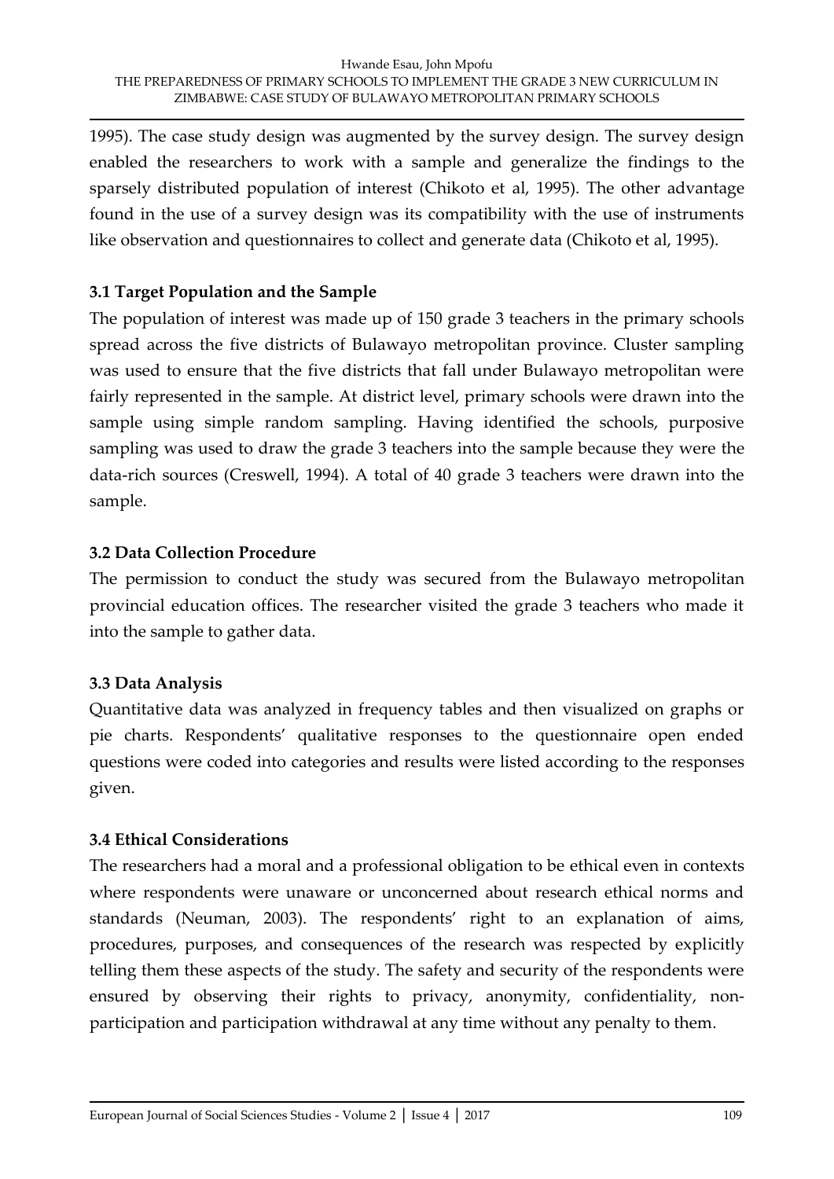1995). The case study design was augmented by the survey design. The survey design enabled the researchers to work with a sample and generalize the findings to the sparsely distributed population of interest (Chikoto et al, 1995). The other advantage found in the use of a survey design was its compatibility with the use of instruments like observation and questionnaires to collect and generate data (Chikoto et al, 1995).

### 3.1 Target Population and the Sample

The population of interest was made up of 150 grade 3 teachers in the primary schools spread across the five districts of Bulawayo metropolitan province. Cluster sampling was used to ensure that the five districts that fall under Bulawayo metropolitan were fairly represented in the sample. At district level, primary schools were drawn into the sample using simple random sampling. Having identified the schools, purposive sampling was used to draw the grade 3 teachers into the sample because they were the data-rich sources (Creswell, 1994). A total of 40 grade 3 teachers were drawn into the sample.

### 3.2 Data Collection Procedure

The permission to conduct the study was secured from the Bulawayo metropolitan provincial education offices. The researcher visited the grade 3 teachers who made it into the sample to gather data.

### 3.3 Data Analysis

Quantitative data was analyzed in frequency tables and then visualized on graphs or pie charts. Respondents' qualitative responses to the questionnaire open ended questions were coded into categories and results were listed according to the responses given.

### 3.4 Ethical Considerations

The researchers had a moral and a professional obligation to be ethical even in contexts where respondents were unaware or unconcerned about research ethical norms and standards (Neuman, 2003). The respondents' right to an explanation of aims, procedures, purposes, and consequences of the research was respected by explicitly telling them these aspects of the study. The safety and security of the respondents were ensured by observing their rights to privacy, anonymity, confidentiality, non-participation and participation withdrawal at any time without any penalty to them.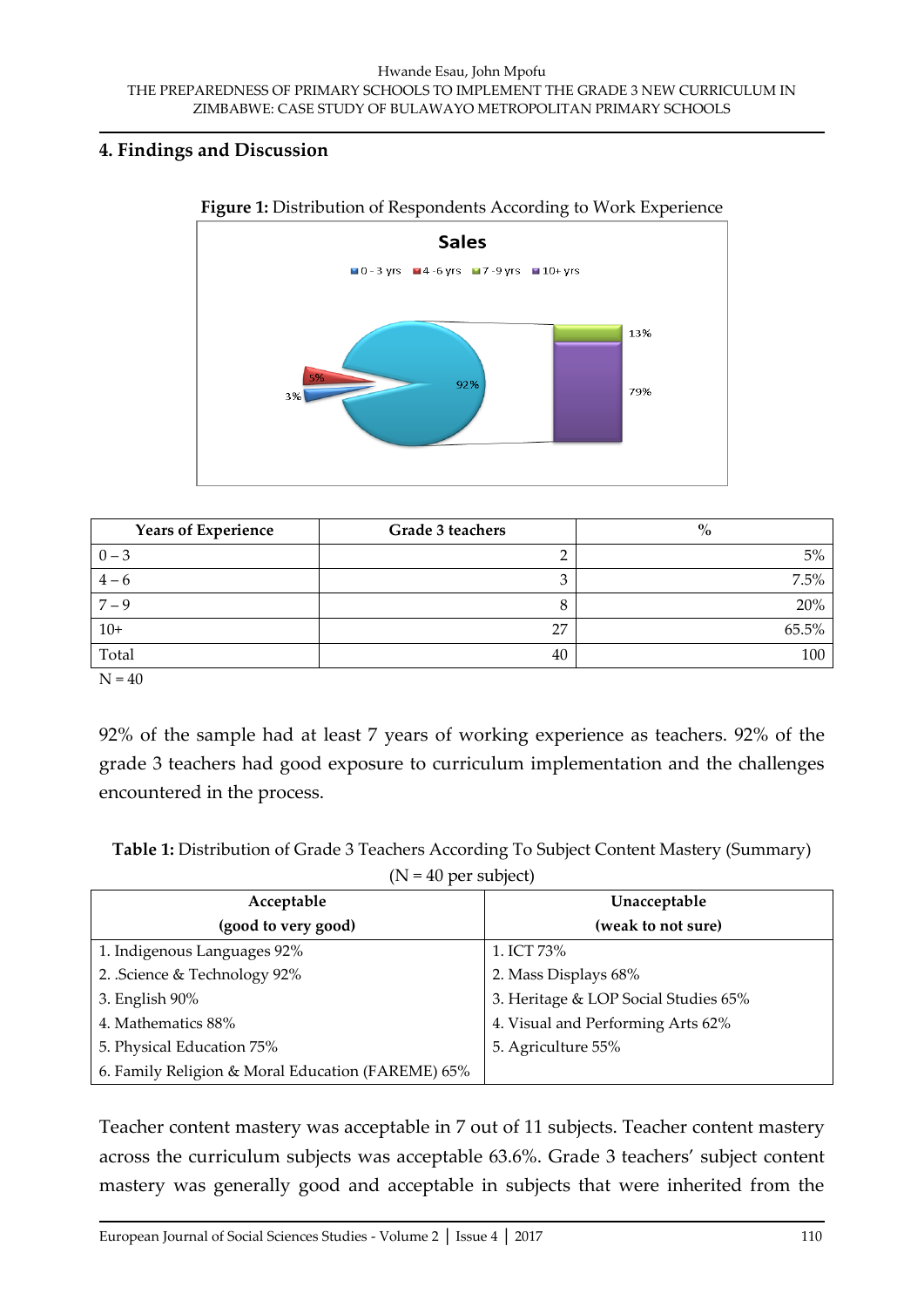## 4. Findings and Discussion

**Figure 1:** Distribution of Respondents According to Work Experience

| Years of Experience | Grade 3 teachers | % |
|---|---|---|
| 0 – 3 | 2 | 5% |
| 4 – 6 | 3 | 7.5% |
| 7 – 9 | 8 | 20% |
| 10+ | 27 | 65.5% |
| Total | 40 | 100 |

N = 40

92% of the sample had at least 7 years of working experience as teachers. 92% of the grade 3 teachers had good exposure to curriculum implementation and the challenges encountered in the process.

**Table 1:** Distribution of Grade 3 Teachers According To Subject Content Mastery (Summary) (N = 40 per subject)

| Acceptable (good to very good) | Unacceptable (weak to not sure) |
|---|---|
| 1. Indigenous Languages 92% | 1. ICT 73% |
| 2. .Science & Technology 92% | 2. Mass Displays 68% |
| 3. English 90% | 3. Heritage & LOP Social Studies 65% |
| 4. Mathematics 88% | 4. Visual and Performing Arts 62% |
| 5. Physical Education 75% | 5. Agriculture 55% |
| 6. Family Religion & Moral Education (FAREME) 65% | |

Teacher content mastery was acceptable in 7 out of 11 subjects. Teacher content mastery across the curriculum subjects was acceptable 63.6%. Grade 3 teachers' subject content mastery was generally good and acceptable in subjects that were inherited from the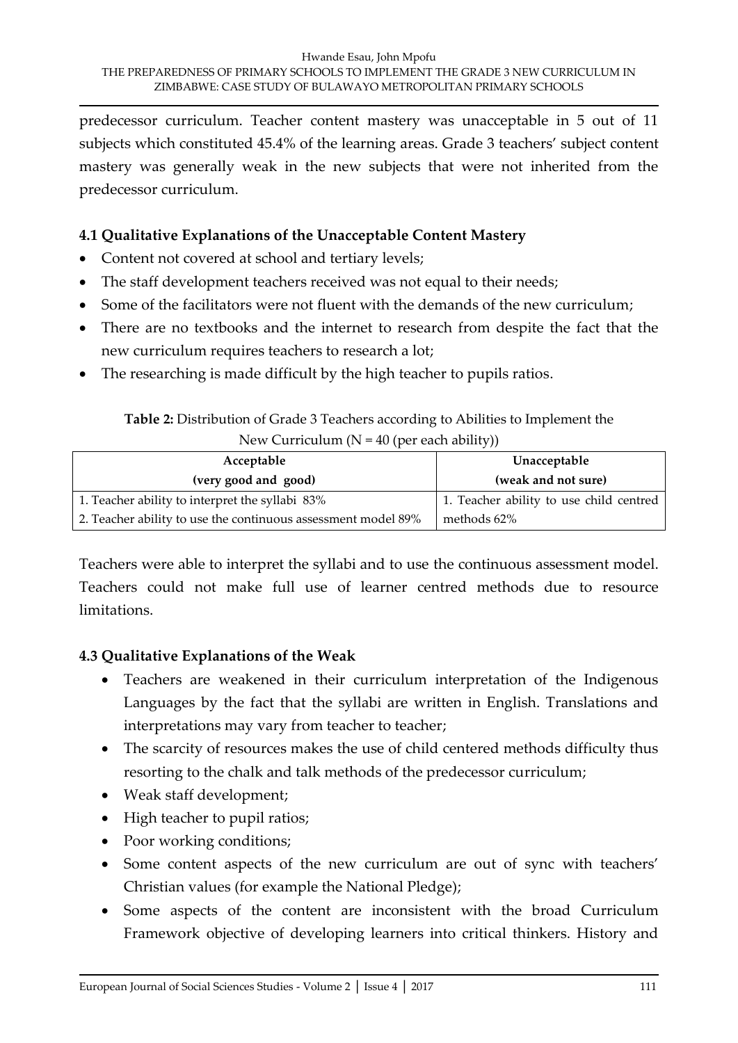predecessor curriculum. Teacher content mastery was unacceptable in 5 out of 11 subjects which constituted 45.4% of the learning areas. Grade 3 teachers' subject content mastery was generally weak in the new subjects that were not inherited from the predecessor curriculum.

### 4.1 Qualitative Explanations of the Unacceptable Content Mastery

- Content not covered at school and tertiary levels;
- The staff development teachers received was not equal to their needs;
- Some of the facilitators were not fluent with the demands of the new curriculum;
- There are no textbooks and the internet to research from despite the fact that the new curriculum requires teachers to research a lot;
- The researching is made difficult by the high teacher to pupils ratios.

**Table 2:** Distribution of Grade 3 Teachers according to Abilities to Implement the New Curriculum (N = 40 (per each ability))

| Acceptable (very good and good) | Unacceptable (weak and not sure) |
|---|---|
| 1. Teacher ability to interpret the syllabi 83%<br>2. Teacher ability to use the continuous assessment model 89% | 1. Teacher ability to use child centred methods 62% |

Teachers were able to interpret the syllabi and to use the continuous assessment model. Teachers could not make full use of learner centred methods due to resource limitations.

### 4.3 Qualitative Explanations of the Weak

- Teachers are weakened in their curriculum interpretation of the Indigenous Languages by the fact that the syllabi are written in English. Translations and interpretations may vary from teacher to teacher;
- The scarcity of resources makes the use of child centered methods difficulty thus resorting to the chalk and talk methods of the predecessor curriculum;
- Weak staff development;
- High teacher to pupil ratios;
- Poor working conditions;
- Some content aspects of the new curriculum are out of sync with teachers' Christian values (for example the National Pledge);
- Some aspects of the content are inconsistent with the broad Curriculum Framework objective of developing learners into critical thinkers. History and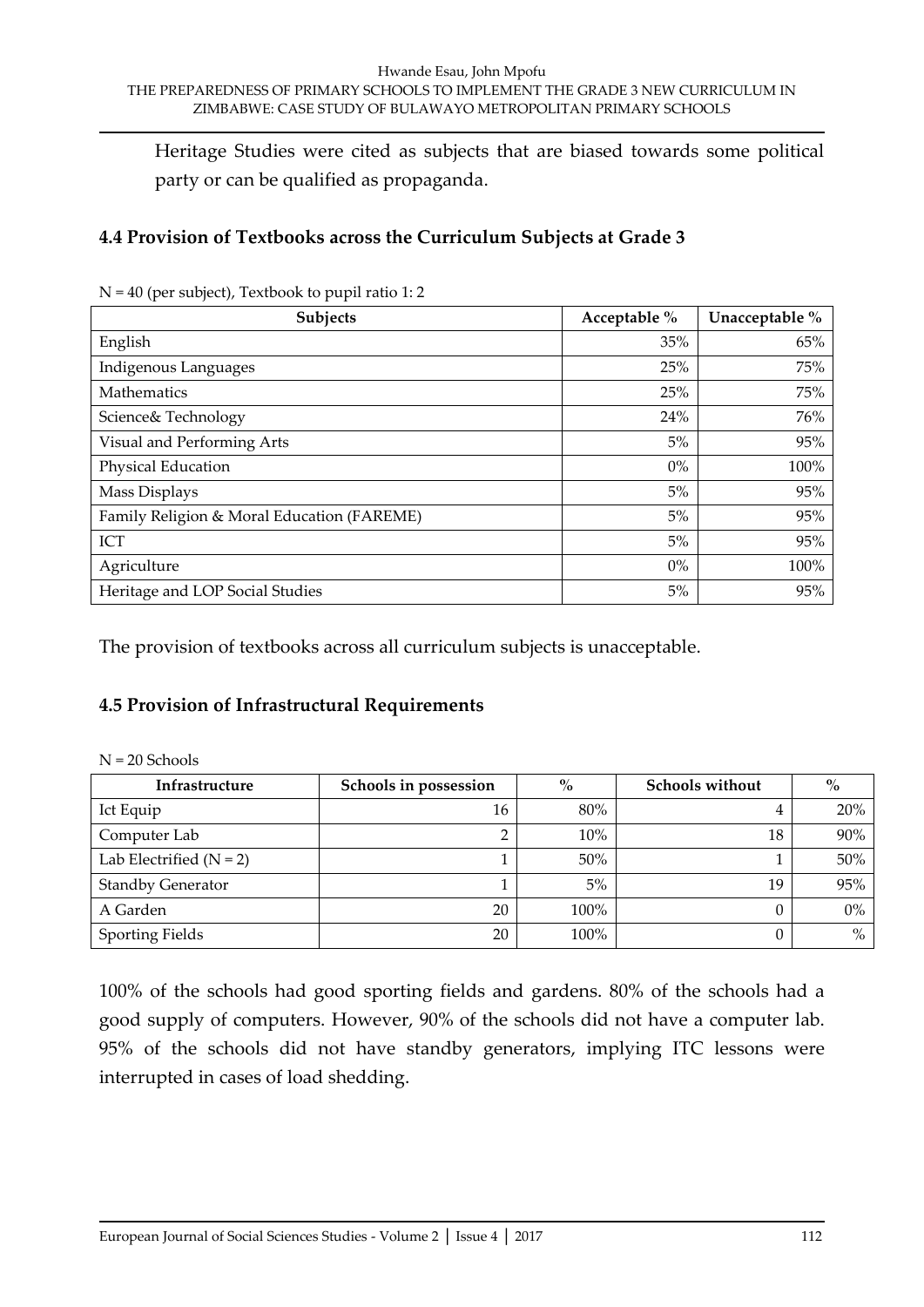Heritage Studies were cited as subjects that are biased towards some political party or can be qualified as propaganda.

### 4.4 Provision of Textbooks across the Curriculum Subjects at Grade 3

N = 40 (per subject), Textbook to pupil ratio 1: 2

| Subjects | Acceptable % | Unacceptable % |
|---|---|---|
| English | 35% | 65% |
| Indigenous Languages | 25% | 75% |
| Mathematics | 25% | 75% |
| Science& Technology | 24% | 76% |
| Visual and Performing Arts | 5% | 95% |
| Physical Education | 0% | 100% |
| Mass Displays | 5% | 95% |
| Family Religion & Moral Education (FAREME) | 5% | 95% |
| ICT | 5% | 95% |
| Agriculture | 0% | 100% |
| Heritage and LOP Social Studies | 5% | 95% |

The provision of textbooks across all curriculum subjects is unacceptable.

### 4.5 Provision of Infrastructural Requirements

N = 20 Schools

| Infrastructure | Schools in possession | % | Schools without | % |
|---|---|---|---|---|
| Ict Equip | 16 | 80% | 4 | 20% |
| Computer Lab | 2 | 10% | 18 | 90% |
| Lab Electrified (N = 2) | 1 | 50% | 1 | 50% |
| Standby Generator | 1 | 5% | 19 | 95% |
| A Garden | 20 | 100% | 0 | 0% |
| Sporting Fields | 20 | 100% | 0 | % |

100% of the schools had good sporting fields and gardens. 80% of the schools had a good supply of computers. However, 90% of the schools did not have a computer lab. 95% of the schools did not have standby generators, implying ITC lessons were interrupted in cases of load shedding.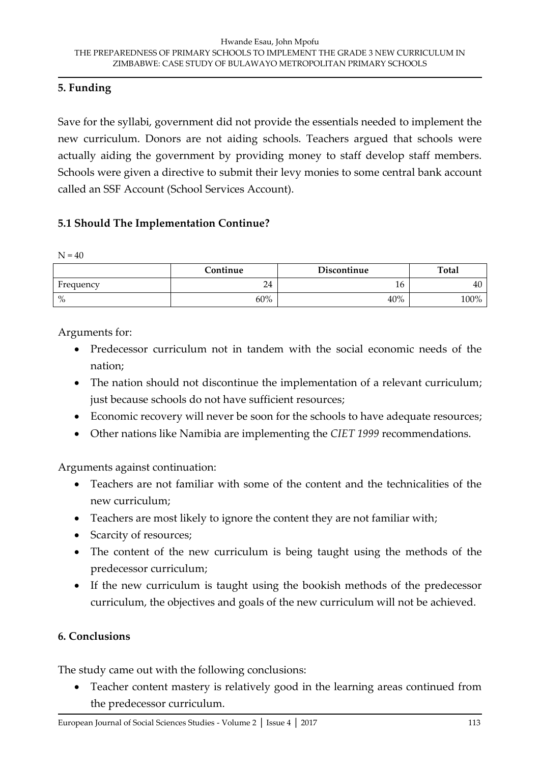## 5. Funding

Save for the syllabi, government did not provide the essentials needed to implement the new curriculum. Donors are not aiding schools. Teachers argued that schools were actually aiding the government by providing money to staff develop staff members. Schools were given a directive to submit their levy monies to some central bank account called an SSF Account (School Services Account).

### 5.1 Should The Implementation Continue?

N = 40

| | Continue | Discontinue | Total |
|---|---|---|---|
| Frequency | 24 | 16 | 40 |
| % | 60% | 40% | 100% |

Arguments for:

- Predecessor curriculum not in tandem with the social economic needs of the nation;
- The nation should not discontinue the implementation of a relevant curriculum; just because schools do not have sufficient resources;
- Economic recovery will never be soon for the schools to have adequate resources;
- Other nations like Namibia are implementing the *CIET 1999* recommendations.

Arguments against continuation:

- Teachers are not familiar with some of the content and the technicalities of the new curriculum;
- Teachers are most likely to ignore the content they are not familiar with;
- Scarcity of resources;
- The content of the new curriculum is being taught using the methods of the predecessor curriculum;
- If the new curriculum is taught using the bookish methods of the predecessor curriculum, the objectives and goals of the new curriculum will not be achieved.

## 6. Conclusions

The study came out with the following conclusions:

- Teacher content mastery is relatively good in the learning areas continued from the predecessor curriculum.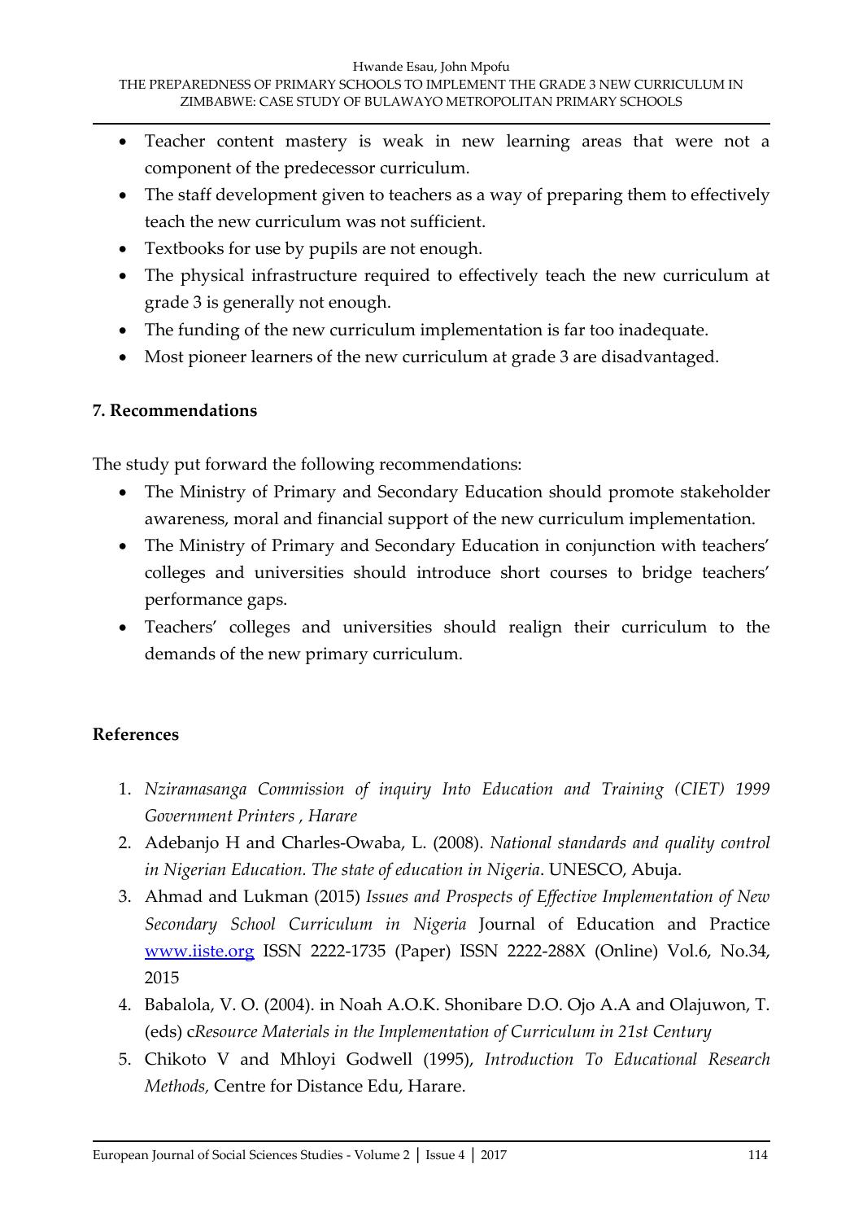- Teacher content mastery is weak in new learning areas that were not a component of the predecessor curriculum.
- The staff development given to teachers as a way of preparing them to effectively teach the new curriculum was not sufficient.
- Textbooks for use by pupils are not enough.
- The physical infrastructure required to effectively teach the new curriculum at grade 3 is generally not enough.
- The funding of the new curriculum implementation is far too inadequate.
- Most pioneer learners of the new curriculum at grade 3 are disadvantaged.

## 7. Recommendations

The study put forward the following recommendations:

- The Ministry of Primary and Secondary Education should promote stakeholder awareness, moral and financial support of the new curriculum implementation.
- The Ministry of Primary and Secondary Education in conjunction with teachers' colleges and universities should introduce short courses to bridge teachers' performance gaps.
- Teachers' colleges and universities should realign their curriculum to the demands of the new primary curriculum.

## References

1. *Nziramasanga Commission of inquiry Into Education and Training (CIET) 1999 Government Printers , Harare*
2. Adebanjo H and Charles-Owaba, L. (2008). *National standards and quality control in Nigerian Education. The state of education in Nigeria*. UNESCO, Abuja.
3. Ahmad and Lukman (2015) *Issues and Prospects of Effective Implementation of New Secondary School Curriculum in Nigeria* Journal of Education and Practice www.iiste.org ISSN 2222-1735 (Paper) ISSN 2222-288X (Online) Vol.6, No.34, 2015
4. Babalola, V. O. (2004). in Noah A.O.K. Shonibare D.O. Ojo A.A and Olajuwon, T. (eds) c*Resource Materials in the Implementation of Curriculum in 21st Century*
5. Chikoto V and Mhloyi Godwell (1995), *Introduction To Educational Research Methods,* Centre for Distance Edu, Harare.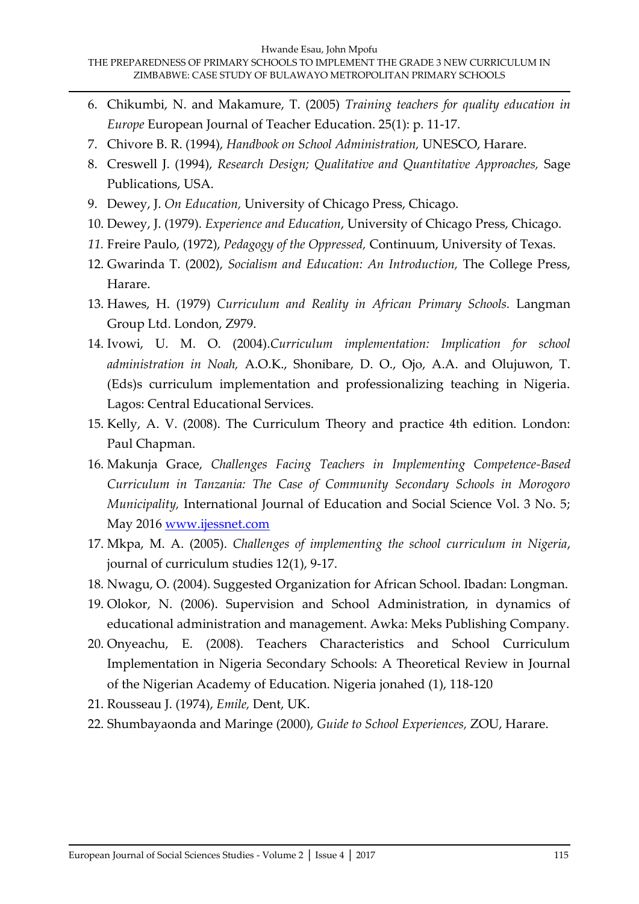6. Chikumbi, N. and Makamure, T. (2005) *Training teachers for quality education in Europe* European Journal of Teacher Education. 25(1): p. 11-17.
7. Chivore B. R. (1994), *Handbook on School Administration,* UNESCO, Harare.
8. Creswell J. (1994), *Research Design; Qualitative and Quantitative Approaches,* Sage Publications, USA.
9. Dewey, J. *On Education,* University of Chicago Press, Chicago.
10. Dewey, J. (1979). *Experience and Education*, University of Chicago Press, Chicago.
11. Freire Paulo, (1972), *Pedagogy of the Oppressed,* Continuum, University of Texas.
12. Gwarinda T. (2002), *Socialism and Education: An Introduction,* The College Press, Harare.
13. Hawes, H. (1979) *Curriculum and Reality in African Primary Schools*. Langman Group Ltd. London, Z979.
14. Ivowi, U. M. O. (2004).*Curriculum implementation: Implication for school administration in Noah,* A.O.K., Shonibare, D. O., Ojo, A.A. and Olujuwon, T. (Eds)s curriculum implementation and professionalizing teaching in Nigeria. Lagos: Central Educational Services.
15. Kelly, A. V. (2008). The Curriculum Theory and practice 4th edition. London: Paul Chapman.
16. Makunja Grace, *Challenges Facing Teachers in Implementing Competence-Based Curriculum in Tanzania: The Case of Community Secondary Schools in Morogoro Municipality,* International Journal of Education and Social Science Vol. 3 No. 5; May 2016 www.ijessnet.com
17. Mkpa, M. A. (2005). *Challenges of implementing the school curriculum in Nigeria*, journal of curriculum studies 12(1), 9-17.
18. Nwagu, O. (2004). Suggested Organization for African School. Ibadan: Longman.
19. Olokor, N. (2006). Supervision and School Administration, in dynamics of educational administration and management. Awka: Meks Publishing Company.
20. Onyeachu, E. (2008). Teachers Characteristics and School Curriculum Implementation in Nigeria Secondary Schools: A Theoretical Review in Journal of the Nigerian Academy of Education. Nigeria jonahed (1), 118-120
21. Rousseau J. (1974), *Emile,* Dent, UK.
22. Shumbayaonda and Maringe (2000), *Guide to School Experiences,* ZOU, Harare.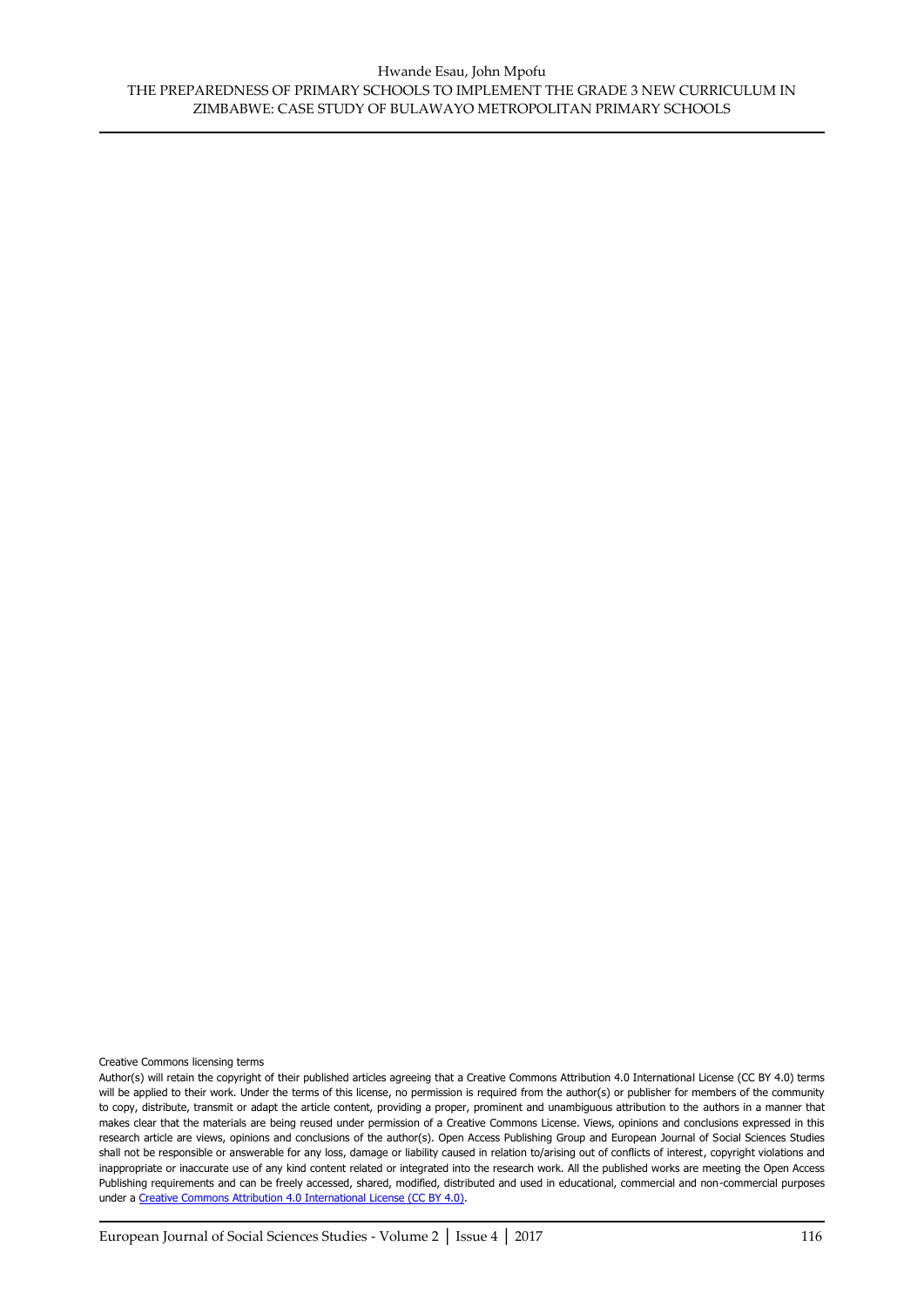Creative Commons licensing terms

Author(s) will retain the copyright of their published articles agreeing that a Creative Commons Attribution 4.0 International License (CC BY 4.0) terms will be applied to their work. Under the terms of this license, no permission is required from the author(s) or publisher for members of the community to copy, distribute, transmit or adapt the article content, providing a proper, prominent and unambiguous attribution to the authors in a manner that makes clear that the materials are being reused under permission of a Creative Commons License. Views, opinions and conclusions expressed in this research article are views, opinions and conclusions of the author(s). Open Access Publishing Group and European Journal of Social Sciences Studies shall not be responsible or answerable for any loss, damage or liability caused in relation to/arising out of conflicts of interest, copyright violations and inappropriate or inaccurate use of any kind content related or integrated into the research work. All the published works are meeting the Open Access Publishing requirements and can be freely accessed, shared, modified, distributed and used in educational, commercial and non-commercial purposes under a Creative Commons Attribution 4.0 International License (CC BY 4.0).